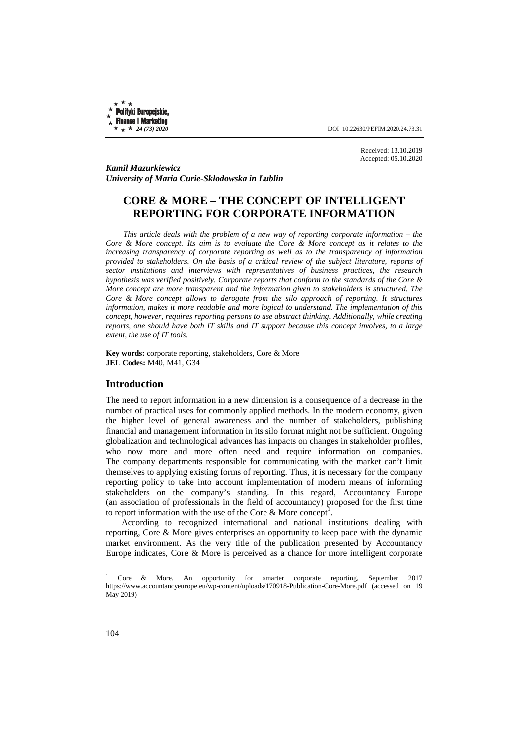Received: 13.10.2019
Accepted: 05.10.2020

***Kamil Mazurkiewicz***
***University of Maria Curie-Skłodowska in Lublin***

# CORE & MORE – THE CONCEPT OF INTELLIGENT REPORTING FOR CORPORATE INFORMATION

*This article deals with the problem of a new way of reporting corporate information – the Core & More concept. Its aim is to evaluate the Core & More concept as it relates to the increasing transparency of corporate reporting as well as to the transparency of information provided to stakeholders. On the basis of a critical review of the subject literature, reports of sector institutions and interviews with representatives of business practices, the research hypothesis was verified positively. Corporate reports that conform to the standards of the Core & More concept are more transparent and the information given to stakeholders is structured. The Core & More concept allows to derogate from the silo approach of reporting. It structures information, makes it more readable and more logical to understand. The implementation of this concept, however, requires reporting persons to use abstract thinking. Additionally, while creating reports, one should have both IT skills and IT support because this concept involves, to a large extent, the use of IT tools.*

**Key words:** corporate reporting, stakeholders, Core & More
**JEL Codes:** M40, M41, G34

## Introduction

The need to report information in a new dimension is a consequence of a decrease in the number of practical uses for commonly applied methods. In the modern economy, given the higher level of general awareness and the number of stakeholders, publishing financial and management information in its silo format might not be sufficient. Ongoing globalization and technological advances has impacts on changes in stakeholder profiles, who now more and more often need and require information on companies. The company departments responsible for communicating with the market can't limit themselves to applying existing forms of reporting. Thus, it is necessary for the company reporting policy to take into account implementation of modern means of informing stakeholders on the company's standing. In this regard, Accountancy Europe (an association of professionals in the field of accountancy) proposed for the first time to report information with the use of the Core & More concept[1].

According to recognized international and national institutions dealing with reporting, Core & More gives enterprises an opportunity to keep pace with the dynamic market environment. As the very title of the publication presented by Accountancy Europe indicates, Core & More is perceived as a chance for more intelligent corporate

---

[1] Core & More. An opportunity for smarter corporate reporting, September 2017 https://www.accountancyeurope.eu/wp-content/uploads/170918-Publication-Core-More.pdf (accessed on 19 May 2019)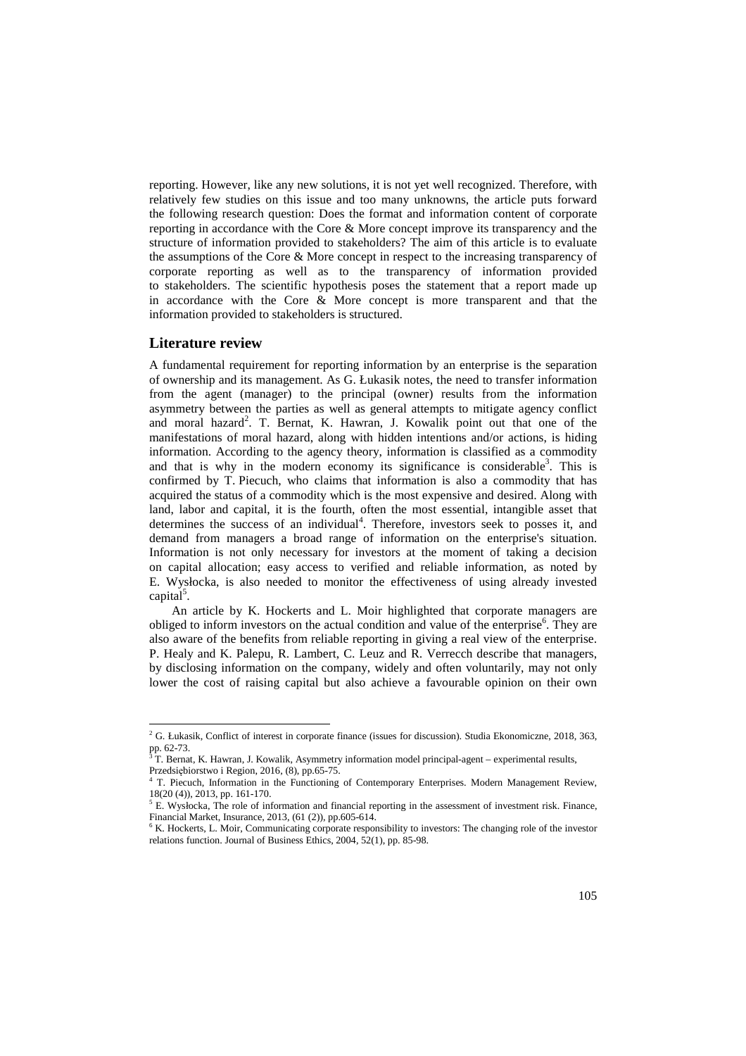reporting. However, like any new solutions, it is not yet well recognized. Therefore, with relatively few studies on this issue and too many unknowns, the article puts forward the following research question: Does the format and information content of corporate reporting in accordance with the Core & More concept improve its transparency and the structure of information provided to stakeholders? The aim of this article is to evaluate the assumptions of the Core & More concept in respect to the increasing transparency of corporate reporting as well as to the transparency of information provided to stakeholders. The scientific hypothesis poses the statement that a report made up in accordance with the Core & More concept is more transparent and that the information provided to stakeholders is structured.

## Literature review

A fundamental requirement for reporting information by an enterprise is the separation of ownership and its management. As G. Łukasik notes, the need to transfer information from the agent (manager) to the principal (owner) results from the information asymmetry between the parties as well as general attempts to mitigate agency conflict and moral hazard[2]. T. Bernat, K. Hawran, J. Kowalik point out that one of the manifestations of moral hazard, along with hidden intentions and/or actions, is hiding information. According to the agency theory, information is classified as a commodity and that is why in the modern economy its significance is considerable[3]. This is confirmed by T. Piecuch, who claims that information is also a commodity that has acquired the status of a commodity which is the most expensive and desired. Along with land, labor and capital, it is the fourth, often the most essential, intangible asset that determines the success of an individual[4]. Therefore, investors seek to posses it, and demand from managers a broad range of information on the enterprise's situation. Information is not only necessary for investors at the moment of taking a decision on capital allocation; easy access to verified and reliable information, as noted by E. Wysłocka, is also needed to monitor the effectiveness of using already invested capital[5].

An article by K. Hockerts and L. Moir highlighted that corporate managers are obliged to inform investors on the actual condition and value of the enterprise[6]. They are also aware of the benefits from reliable reporting in giving a real view of the enterprise. P. Healy and K. Palepu, R. Lambert, C. Leuz and R. Verrecch describe that managers, by disclosing information on the company, widely and often voluntarily, may not only lower the cost of raising capital but also achieve a favourable opinion on their own

---

[2] G. Łukasik, Conflict of interest in corporate finance (issues for discussion). Studia Ekonomiczne, 2018, 363, pp. 62-73.

[3] T. Bernat, K. Hawran, J. Kowalik, Asymmetry information model principal-agent – experimental results, Przedsiębiorstwo i Region, 2016, (8), pp.65-75.

[4] T. Piecuch, Information in the Functioning of Contemporary Enterprises. Modern Management Review, 18(20 (4)), 2013, pp. 161-170.

[5] E. Wysłocka, The role of information and financial reporting in the assessment of investment risk. Finance, Financial Market, Insurance, 2013, (61 (2)), pp.605-614.

[6] K. Hockerts, L. Moir, Communicating corporate responsibility to investors: The changing role of the investor relations function. Journal of Business Ethics, 2004, 52(1), pp. 85-98.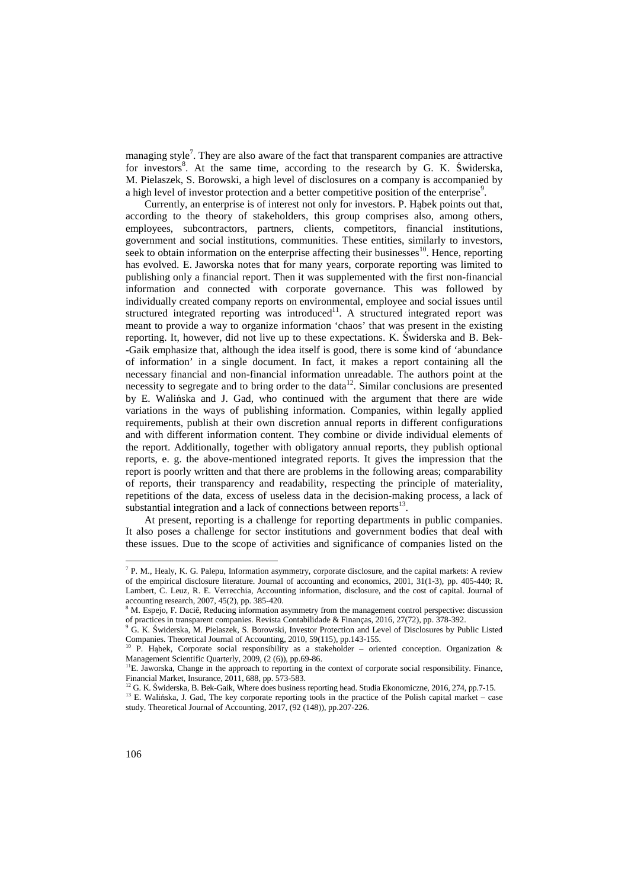managing style[7]. They are also aware of the fact that transparent companies are attractive for investors[8]. At the same time, according to the research by G. K. Świderska, M. Pielaszek, S. Borowski, a high level of disclosures on a company is accompanied by a high level of investor protection and a better competitive position of the enterprise[9].

Currently, an enterprise is of interest not only for investors. P. Hąbek points out that, according to the theory of stakeholders, this group comprises also, among others, employees, subcontractors, partners, clients, competitors, financial institutions, government and social institutions, communities. These entities, similarly to investors, seek to obtain information on the enterprise affecting their businesses[10]. Hence, reporting has evolved. E. Jaworska notes that for many years, corporate reporting was limited to publishing only a financial report. Then it was supplemented with the first non-financial information and connected with corporate governance. This was followed by individually created company reports on environmental, employee and social issues until structured integrated reporting was introduced[11]. A structured integrated report was meant to provide a way to organize information 'chaos' that was present in the existing reporting. It, however, did not live up to these expectations. K. Świderska and B. Bek--Gaik emphasize that, although the idea itself is good, there is some kind of 'abundance of information' in a single document. In fact, it makes a report containing all the necessary financial and non-financial information unreadable. The authors point at the necessity to segregate and to bring order to the data[12]. Similar conclusions are presented by E. Walińska and J. Gad, who continued with the argument that there are wide variations in the ways of publishing information. Companies, within legally applied requirements, publish at their own discretion annual reports in different configurations and with different information content. They combine or divide individual elements of the report. Additionally, together with obligatory annual reports, they publish optional reports, e. g. the above-mentioned integrated reports. It gives the impression that the report is poorly written and that there are problems in the following areas; comparability of reports, their transparency and readability, respecting the principle of materiality, repetitions of the data, excess of useless data in the decision-making process, a lack of substantial integration and a lack of connections between reports[13].

At present, reporting is a challenge for reporting departments in public companies. It also poses a challenge for sector institutions and government bodies that deal with these issues. Due to the scope of activities and significance of companies listed on the

---

[7] P. M., Healy, K. G. Palepu, Information asymmetry, corporate disclosure, and the capital markets: A review of the empirical disclosure literature. Journal of accounting and economics, 2001, 31(1-3), pp. 405-440; R. Lambert, C. Leuz, R. E. Verrecchia, Accounting information, disclosure, and the cost of capital. Journal of accounting research, 2007, 45(2), pp. 385-420.

[8] M. Espejo, F. Daciê, Reducing information asymmetry from the management control perspective: discussion of practices in transparent companies. Revista Contabilidade & Finanças, 2016, 27(72), pp. 378-392.

[9] G. K. Świderska, M. Pielaszek, S. Borowski, Investor Protection and Level of Disclosures by Public Listed Companies. Theoretical Journal of Accounting, 2010, 59(115), pp.143-155.

[10] P. Hąbek, Corporate social responsibility as a stakeholder – oriented conception. Organization & Management Scientific Quarterly, 2009, (2 (6)), pp.69-86.

[11] E. Jaworska, Change in the approach to reporting in the context of corporate social responsibility. Finance, Financial Market, Insurance, 2011, 688, pp. 573-583.

[12] G. K. Świderska, B. Bek-Gaik, Where does business reporting head. Studia Ekonomiczne, 2016, 274, pp.7-15.

[13] E. Walińska, J. Gad, The key corporate reporting tools in the practice of the Polish capital market – case study. Theoretical Journal of Accounting, 2017, (92 (148)), pp.207-226.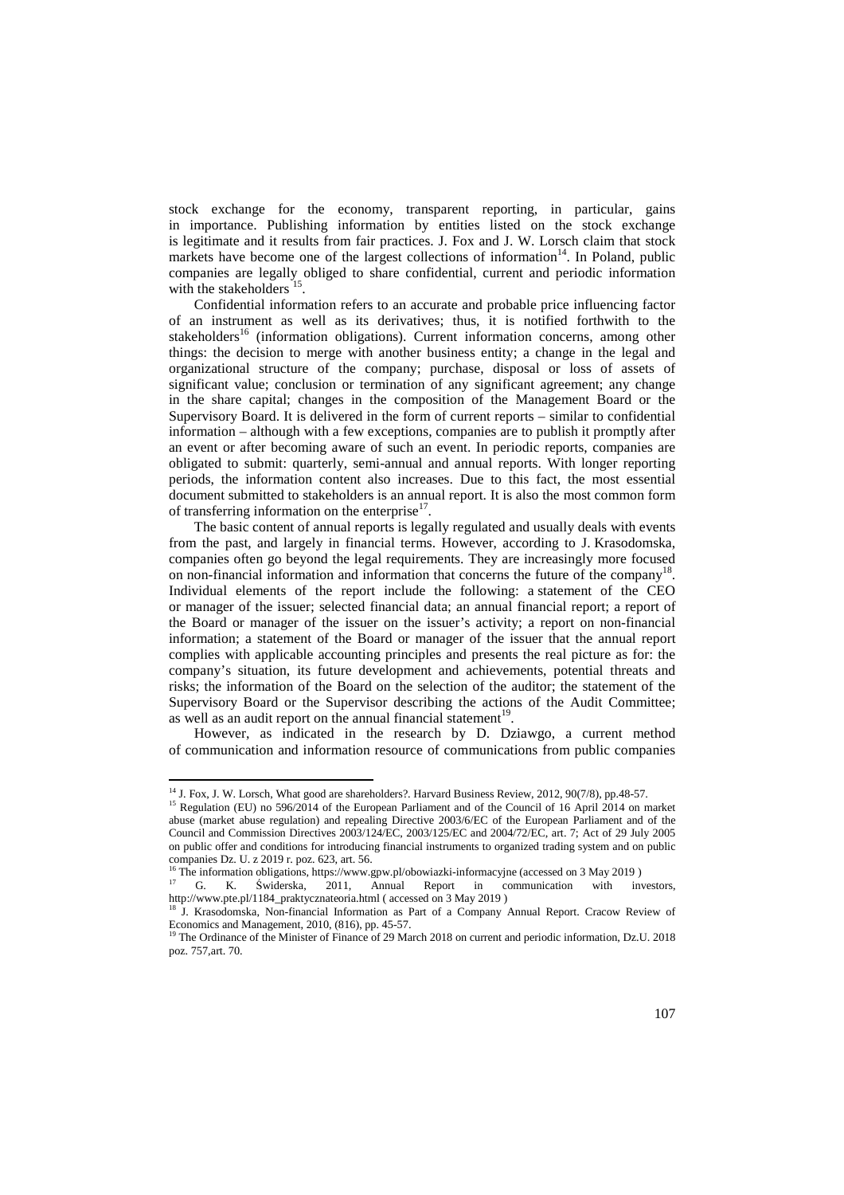stock exchange for the economy, transparent reporting, in particular, gains in importance. Publishing information by entities listed on the stock exchange is legitimate and it results from fair practices. J. Fox and J. W. Lorsch claim that stock markets have become one of the largest collections of information[14]. In Poland, public companies are legally obliged to share confidential, current and periodic information with the stakeholders [15].

Confidential information refers to an accurate and probable price influencing factor of an instrument as well as its derivatives; thus, it is notified forthwith to the stakeholders[16] (information obligations). Current information concerns, among other things: the decision to merge with another business entity; a change in the legal and organizational structure of the company; purchase, disposal or loss of assets of significant value; conclusion or termination of any significant agreement; any change in the share capital; changes in the composition of the Management Board or the Supervisory Board. It is delivered in the form of current reports – similar to confidential information – although with a few exceptions, companies are to publish it promptly after an event or after becoming aware of such an event. In periodic reports, companies are obligated to submit: quarterly, semi-annual and annual reports. With longer reporting periods, the information content also increases. Due to this fact, the most essential document submitted to stakeholders is an annual report. It is also the most common form of transferring information on the enterprise[17].

The basic content of annual reports is legally regulated and usually deals with events from the past, and largely in financial terms. However, according to J. Krasodomska, companies often go beyond the legal requirements. They are increasingly more focused on non-financial information and information that concerns the future of the company[18]. Individual elements of the report include the following: a statement of the CEO or manager of the issuer; selected financial data; an annual financial report; a report of the Board or manager of the issuer on the issuer's activity; a report on non-financial information; a statement of the Board or manager of the issuer that the annual report complies with applicable accounting principles and presents the real picture as for: the company's situation, its future development and achievements, potential threats and risks; the information of the Board on the selection of the auditor; the statement of the Supervisory Board or the Supervisor describing the actions of the Audit Committee; as well as an audit report on the annual financial statement[19].

However, as indicated in the research by D. Dziawgo, a current method of communication and information resource of communications from public companies

---

[14] J. Fox, J. W. Lorsch, What good are shareholders?. Harvard Business Review, 2012, 90(7/8), pp.48-57.

[15] Regulation (EU) no 596/2014 of the European Parliament and of the Council of 16 April 2014 on market abuse (market abuse regulation) and repealing Directive 2003/6/EC of the European Parliament and of the Council and Commission Directives 2003/124/EC, 2003/125/EC and 2004/72/EC, art. 7; Act of 29 July 2005 on public offer and conditions for introducing financial instruments to organized trading system and on public companies Dz. U. z 2019 r. poz. 623, art. 56.

[16] The information obligations, https://www.gpw.pl/obowiazki-informacyjne (accessed on 3 May 2019 )

[17] G. K. Świderska, 2011, Annual Report in communication with investors, http://www.pte.pl/1184_praktycznateoria.html ( accessed on 3 May 2019 )

[18] J. Krasodomska, Non-financial Information as Part of a Company Annual Report. Cracow Review of Economics and Management, 2010, (816), pp. 45-57.

[19] The Ordinance of the Minister of Finance of 29 March 2018 on current and periodic information, Dz.U. 2018 poz. 757,art. 70.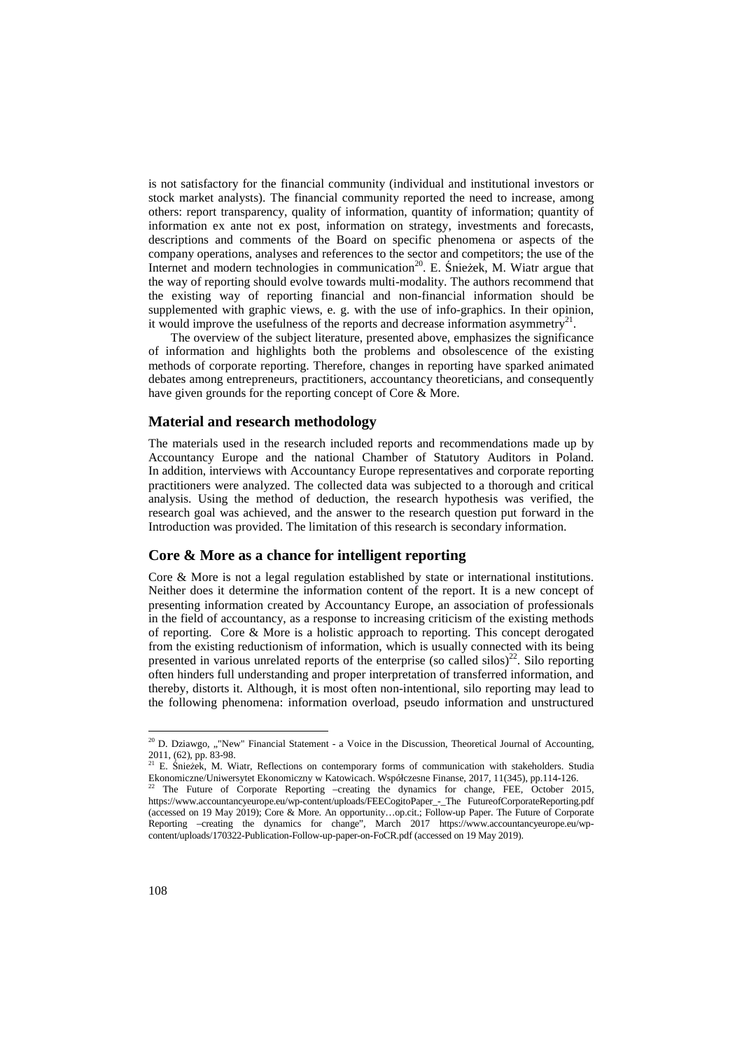is not satisfactory for the financial community (individual and institutional investors or stock market analysts). The financial community reported the need to increase, among others: report transparency, quality of information, quantity of information; quantity of information ex ante not ex post, information on strategy, investments and forecasts, descriptions and comments of the Board on specific phenomena or aspects of the company operations, analyses and references to the sector and competitors; the use of the Internet and modern technologies in communication[20]. E. Śnieżek, M. Wiatr argue that the way of reporting should evolve towards multi-modality. The authors recommend that the existing way of reporting financial and non-financial information should be supplemented with graphic views, e. g. with the use of info-graphics. In their opinion, it would improve the usefulness of the reports and decrease information asymmetry[21].

The overview of the subject literature, presented above, emphasizes the significance of information and highlights both the problems and obsolescence of the existing methods of corporate reporting. Therefore, changes in reporting have sparked animated debates among entrepreneurs, practitioners, accountancy theoreticians, and consequently have given grounds for the reporting concept of Core & More.

## Material and research methodology

The materials used in the research included reports and recommendations made up by Accountancy Europe and the national Chamber of Statutory Auditors in Poland. In addition, interviews with Accountancy Europe representatives and corporate reporting practitioners were analyzed. The collected data was subjected to a thorough and critical analysis. Using the method of deduction, the research hypothesis was verified, the research goal was achieved, and the answer to the research question put forward in the Introduction was provided. The limitation of this research is secondary information.

## Core & More as a chance for intelligent reporting

Core & More is not a legal regulation established by state or international institutions. Neither does it determine the information content of the report. It is a new concept of presenting information created by Accountancy Europe, an association of professionals in the field of accountancy, as a response to increasing criticism of the existing methods of reporting. Core & More is a holistic approach to reporting. This concept derogated from the existing reductionism of information, which is usually connected with its being presented in various unrelated reports of the enterprise (so called silos)[22]. Silo reporting often hinders full understanding and proper interpretation of transferred information, and thereby, distorts it. Although, it is most often non-intentional, silo reporting may lead to the following phenomena: information overload, pseudo information and unstructured

---

[20] D. Dziawgo, „"New" Financial Statement - a Voice in the Discussion, Theoretical Journal of Accounting, 2011, (62), pp. 83-98.

[21] E. Śnieżek, M. Wiatr, Reflections on contemporary forms of communication with stakeholders. Studia Ekonomiczne/Uniwersytet Ekonomiczny w Katowicach. Współczesne Finanse, 2017, 11(345), pp.114-126.

[22] The Future of Corporate Reporting –creating the dynamics for change, FEE, October 2015, https://www.accountancyeurope.eu/wp-content/uploads/FEECogitoPaper_-_The FutureofCorporateReporting.pdf (accessed on 19 May 2019); Core & More. An opportunity…op.cit.; Follow-up Paper. The Future of Corporate Reporting –creating the dynamics for change", March 2017 https://www.accountancyeurope.eu/wp-content/uploads/170322-Publication-Follow-up-paper-on-FoCR.pdf (accessed on 19 May 2019).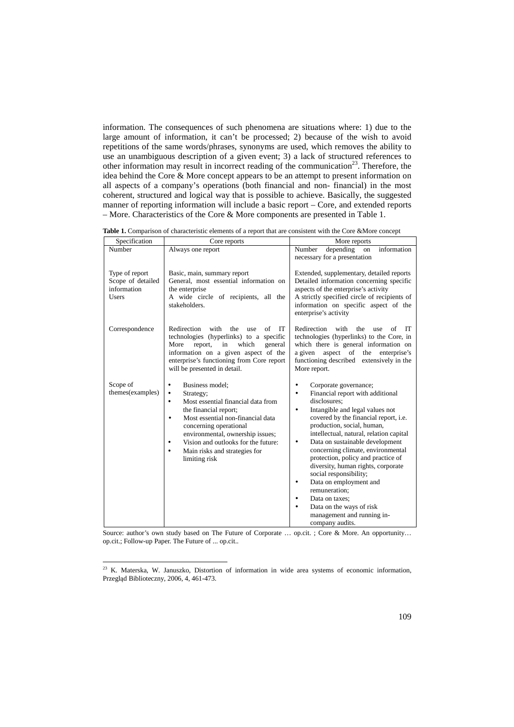information. The consequences of such phenomena are situations where: 1) due to the large amount of information, it can't be processed; 2) because of the wish to avoid repetitions of the same words/phrases, synonyms are used, which removes the ability to use an unambiguous description of a given event; 3) a lack of structured references to other information may result in incorrect reading of the communication[23]. Therefore, the idea behind the Core & More concept appears to be an attempt to present information on all aspects of a company's operations (both financial and non- financial) in the most coherent, structured and logical way that is possible to achieve. Basically, the suggested manner of reporting information will include a basic report – Core, and extended reports – More. Characteristics of the Core & More components are presented in Table 1.

**Table 1.** Comparison of characteristic elements of a report that are consistent with the Core &More concept

| Specification | Core reports | More reports |
|---|---|---|
| Number | Always one report | Number depending on information necessary for a presentation |
| Type of report | Basic, main, summary report | Extended, supplementary, detailed reports |
| Scope of detailed information | General, most essential information on the enterprise | Detailed information concerning specific aspects of the enterprise's activity |
| Users | A wide circle of recipients, all the stakeholders. | A strictly specified circle of recipients of information on specific aspect of the enterprise's activity |
| Correspondence | Redirection with the use of IT technologies (hyperlinks) to a specific More report, in which general information on a given aspect of the enterprise's functioning from Core report will be presented in detail. | Redirection with the use of IT technologies (hyperlinks) to the Core, in which there is general information on a given aspect of the enterprise's functioning described extensively in the More report. |
| Scope of themes(examples) | • Business model;<br>• Strategy;<br>• Most essential financial data from the financial report;<br>• Most essential non-financial data concerning operational environmental, ownership issues;<br>• Vision and outlooks for the future:<br>• Main risks and strategies for limiting risk | • Corporate governance;<br>• Financial report with additional disclosures;<br>• Intangible and legal values not covered by the financial report, i.e. production, social, human, intellectual, natural, relation capital<br>• Data on sustainable development concerning climate, environmental protection, policy and practice of diversity, human rights, corporate social responsibility;<br>• Data on employment and remuneration;<br>• Data on taxes;<br>• Data on the ways of risk management and running in-company audits. |

Source: author's own study based on The Future of Corporate … op.cit. ; Core & More. An opportunity… op.cit.; Follow-up Paper. The Future of ... op.cit..

---

[23] K. Materska, W. Januszko, Distortion of information in wide area systems of economic information, Przegląd Biblioteczny, 2006, 4, 461-473.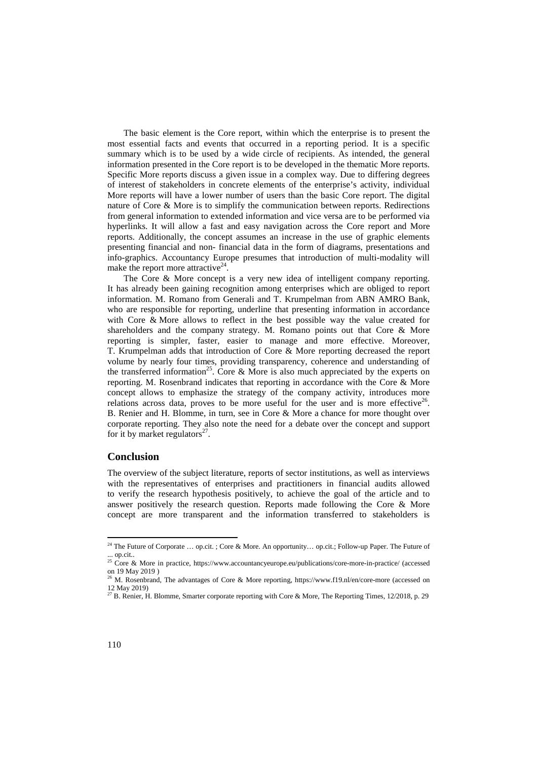The basic element is the Core report, within which the enterprise is to present the most essential facts and events that occurred in a reporting period. It is a specific summary which is to be used by a wide circle of recipients. As intended, the general information presented in the Core report is to be developed in the thematic More reports. Specific More reports discuss a given issue in a complex way. Due to differing degrees of interest of stakeholders in concrete elements of the enterprise's activity, individual More reports will have a lower number of users than the basic Core report. The digital nature of Core & More is to simplify the communication between reports. Redirections from general information to extended information and vice versa are to be performed via hyperlinks. It will allow a fast and easy navigation across the Core report and More reports. Additionally, the concept assumes an increase in the use of graphic elements presenting financial and non- financial data in the form of diagrams, presentations and info-graphics. Accountancy Europe presumes that introduction of multi-modality will make the report more attractive[24].

The Core & More concept is a very new idea of intelligent company reporting. It has already been gaining recognition among enterprises which are obliged to report information. M. Romano from Generali and T. Krumpelman from ABN AMRO Bank, who are responsible for reporting, underline that presenting information in accordance with Core & More allows to reflect in the best possible way the value created for shareholders and the company strategy. M. Romano points out that Core & More reporting is simpler, faster, easier to manage and more effective. Moreover, T. Krumpelman adds that introduction of Core & More reporting decreased the report volume by nearly four times, providing transparency, coherence and understanding of the transferred information[25]. Core & More is also much appreciated by the experts on reporting. M. Rosenbrand indicates that reporting in accordance with the Core & More concept allows to emphasize the strategy of the company activity, introduces more relations across data, proves to be more useful for the user and is more effective[26]. B. Renier and H. Blomme, in turn, see in Core & More a chance for more thought over corporate reporting. They also note the need for a debate over the concept and support for it by market regulators[27].

## Conclusion

The overview of the subject literature, reports of sector institutions, as well as interviews with the representatives of enterprises and practitioners in financial audits allowed to verify the research hypothesis positively, to achieve the goal of the article and to answer positively the research question. Reports made following the Core & More concept are more transparent and the information transferred to stakeholders is

---

[24] The Future of Corporate … op.cit. ; Core & More. An opportunity… op.cit.; Follow-up Paper. The Future of ... op.cit..

[25] Core & More in practice, https://www.accountancyeurope.eu/publications/core-more-in-practice/ (accessed on 19 May 2019 )

[26] M. Rosenbrand, The advantages of Core & More reporting, https://www.f19.nl/en/core-more (accessed on 12 May 2019)

[27] B. Renier, H. Blomme, Smarter corporate reporting with Core & More, The Reporting Times, 12/2018, p. 29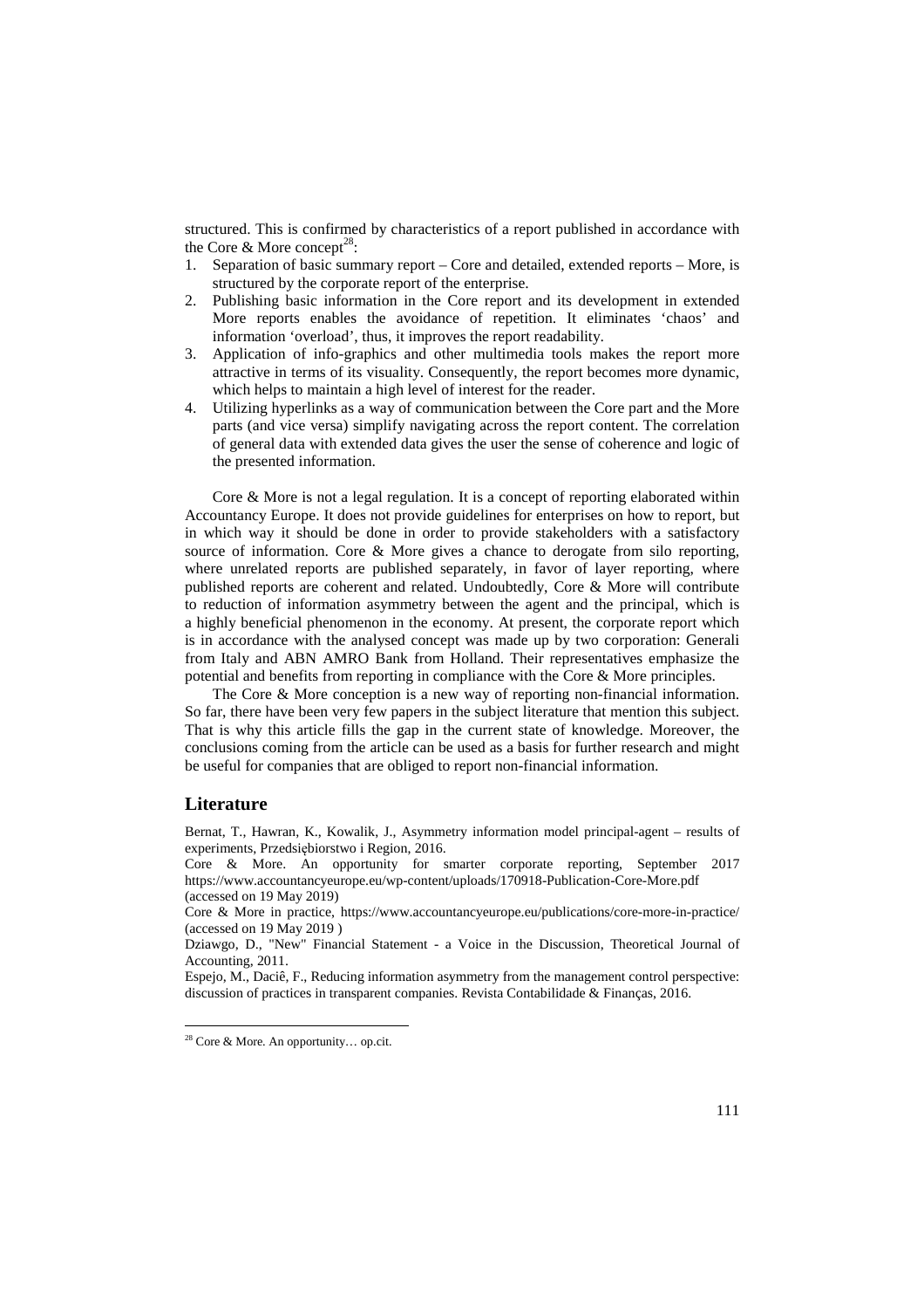structured. This is confirmed by characteristics of a report published in accordance with the Core & More concept[28]:

1. Separation of basic summary report – Core and detailed, extended reports – More, is structured by the corporate report of the enterprise.
2. Publishing basic information in the Core report and its development in extended More reports enables the avoidance of repetition. It eliminates 'chaos' and information 'overload', thus, it improves the report readability.
3. Application of info-graphics and other multimedia tools makes the report more attractive in terms of its visuality. Consequently, the report becomes more dynamic, which helps to maintain a high level of interest for the reader.
4. Utilizing hyperlinks as a way of communication between the Core part and the More parts (and vice versa) simplify navigating across the report content. The correlation of general data with extended data gives the user the sense of coherence and logic of the presented information.

Core & More is not a legal regulation. It is a concept of reporting elaborated within Accountancy Europe. It does not provide guidelines for enterprises on how to report, but in which way it should be done in order to provide stakeholders with a satisfactory source of information. Core & More gives a chance to derogate from silo reporting, where unrelated reports are published separately, in favor of layer reporting, where published reports are coherent and related. Undoubtedly, Core & More will contribute to reduction of information asymmetry between the agent and the principal, which is a highly beneficial phenomenon in the economy. At present, the corporate report which is in accordance with the analysed concept was made up by two corporation: Generali from Italy and ABN AMRO Bank from Holland. Their representatives emphasize the potential and benefits from reporting in compliance with the Core & More principles.

The Core & More conception is a new way of reporting non-financial information. So far, there have been very few papers in the subject literature that mention this subject. That is why this article fills the gap in the current state of knowledge. Moreover, the conclusions coming from the article can be used as a basis for further research and might be useful for companies that are obliged to report non-financial information.

## Literature

Bernat, T., Hawran, K., Kowalik, J., Asymmetry information model principal-agent – results of experiments, Przedsiębiorstwo i Region, 2016.

Core & More. An opportunity for smarter corporate reporting, September 2017 https://www.accountancyeurope.eu/wp-content/uploads/170918-Publication-Core-More.pdf (accessed on 19 May 2019)

Core & More in practice, https://www.accountancyeurope.eu/publications/core-more-in-practice/ (accessed on 19 May 2019 )

Dziawgo, D., "New" Financial Statement - a Voice in the Discussion, Theoretical Journal of Accounting, 2011.

Espejo, M., Daciê, F., Reducing information asymmetry from the management control perspective: discussion of practices in transparent companies. Revista Contabilidade & Finanças, 2016.

---

[28] Core & More. An opportunity… op.cit.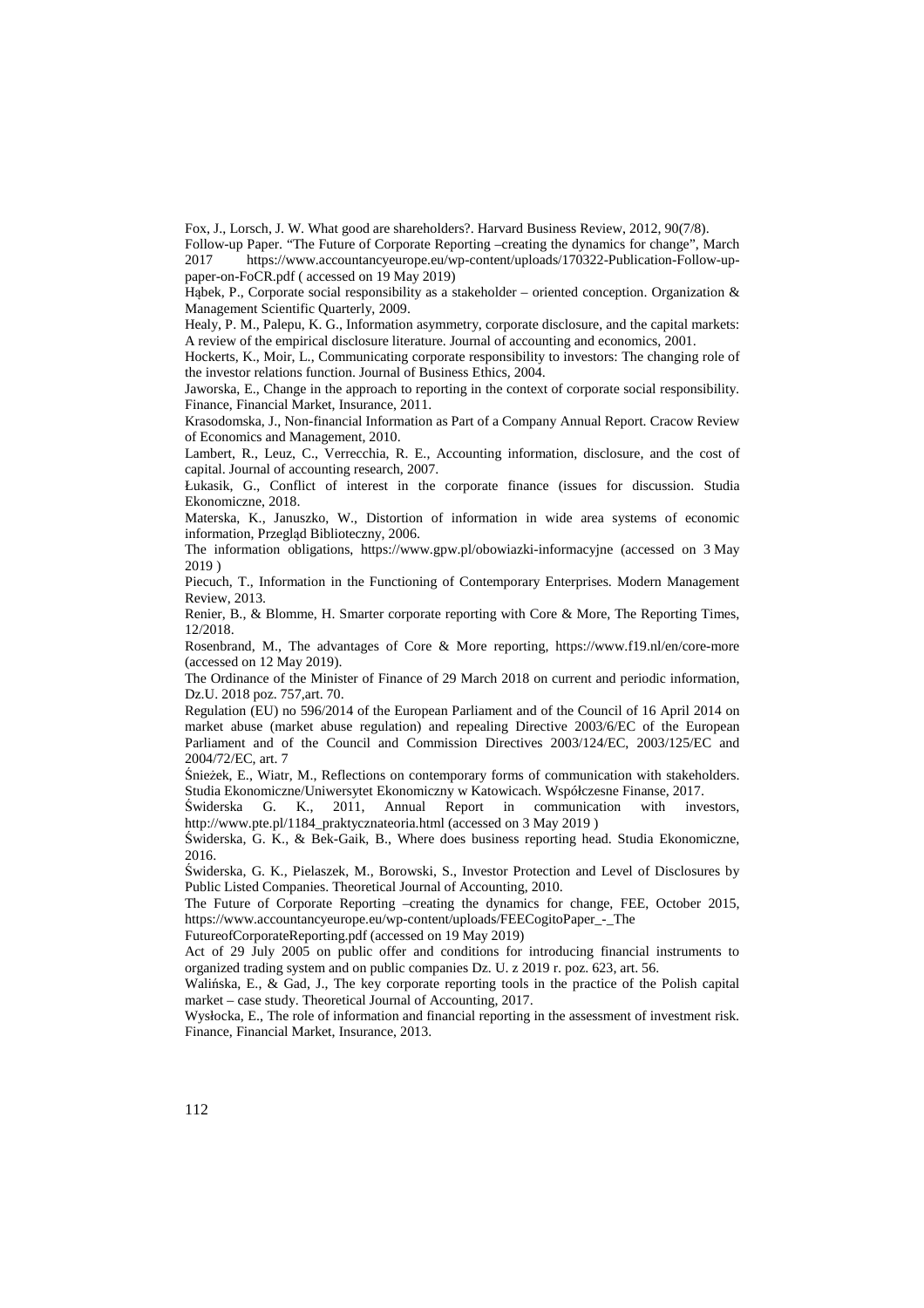Fox, J., Lorsch, J. W. What good are shareholders?. Harvard Business Review, 2012, 90(7/8).

Follow-up Paper. "The Future of Corporate Reporting –creating the dynamics for change", March 2017 https://www.accountancyeurope.eu/wp-content/uploads/170322-Publication-Follow-up-paper-on-FoCR.pdf ( accessed on 19 May 2019)

Hąbek, P., Corporate social responsibility as a stakeholder – oriented conception. Organization & Management Scientific Quarterly, 2009.

Healy, P. M., Palepu, K. G., Information asymmetry, corporate disclosure, and the capital markets: A review of the empirical disclosure literature. Journal of accounting and economics, 2001.

Hockerts, K., Moir, L., Communicating corporate responsibility to investors: The changing role of the investor relations function. Journal of Business Ethics, 2004.

Jaworska, E., Change in the approach to reporting in the context of corporate social responsibility. Finance, Financial Market, Insurance, 2011.

Krasodomska, J., Non-financial Information as Part of a Company Annual Report. Cracow Review of Economics and Management, 2010.

Lambert, R., Leuz, C., Verrecchia, R. E., Accounting information, disclosure, and the cost of capital. Journal of accounting research, 2007.

Łukasik, G., Conflict of interest in the corporate finance (issues for discussion. Studia Ekonomiczne, 2018.

Materska, K., Januszko, W., Distortion of information in wide area systems of economic information, Przegląd Biblioteczny, 2006.

The information obligations, https://www.gpw.pl/obowiazki-informacyjne (accessed on 3 May 2019 )

Piecuch, T., Information in the Functioning of Contemporary Enterprises. Modern Management Review, 2013.

Renier, B., & Blomme, H. Smarter corporate reporting with Core & More, The Reporting Times, 12/2018.

Rosenbrand, M., The advantages of Core & More reporting, https://www.f19.nl/en/core-more (accessed on 12 May 2019).

The Ordinance of the Minister of Finance of 29 March 2018 on current and periodic information, Dz.U. 2018 poz. 757,art. 70.

Regulation (EU) no 596/2014 of the European Parliament and of the Council of 16 April 2014 on market abuse (market abuse regulation) and repealing Directive 2003/6/EC of the European Parliament and of the Council and Commission Directives 2003/124/EC, 2003/125/EC and 2004/72/EC, art. 7

Śnieżek, E., Wiatr, M., Reflections on contemporary forms of communication with stakeholders. Studia Ekonomiczne/Uniwersytet Ekonomiczny w Katowicach. Współczesne Finanse, 2017.

Świderska G. K., 2011, Annual Report in communication with investors, http://www.pte.pl/1184_praktycznateoria.html (accessed on 3 May 2019 )

Świderska, G. K., & Bek-Gaik, B., Where does business reporting head. Studia Ekonomiczne, 2016.

Świderska, G. K., Pielaszek, M., Borowski, S., Investor Protection and Level of Disclosures by Public Listed Companies. Theoretical Journal of Accounting, 2010.

The Future of Corporate Reporting –creating the dynamics for change, FEE, October 2015, https://www.accountancyeurope.eu/wp-content/uploads/FEECogitoPaper_-_The FutureofCorporateReporting.pdf (accessed on 19 May 2019)

Act of 29 July 2005 on public offer and conditions for introducing financial instruments to organized trading system and on public companies Dz. U. z 2019 r. poz. 623, art. 56.

Walińska, E., & Gad, J., The key corporate reporting tools in the practice of the Polish capital market – case study. Theoretical Journal of Accounting, 2017.

Wysłocka, E., The role of information and financial reporting in the assessment of investment risk. Finance, Financial Market, Insurance, 2013.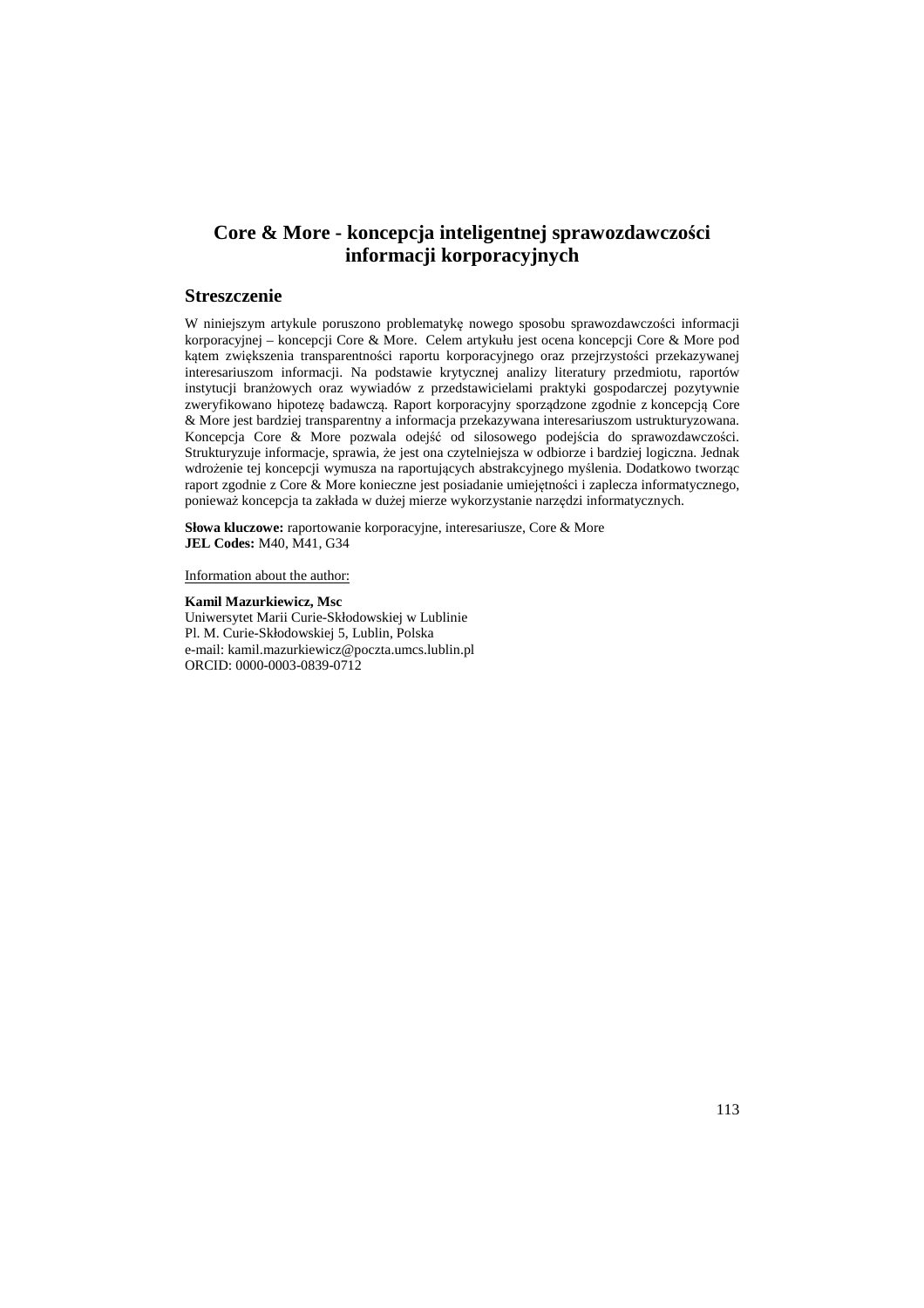# Core & More - koncepcja inteligentnej sprawozdawczości informacji korporacyjnych

## Streszczenie

W niniejszym artykule poruszono problematykę nowego sposobu sprawozdawczości informacji korporacyjnej – koncepcji Core & More. Celem artykułu jest ocena koncepcji Core & More pod kątem zwiększenia transparentności raportu korporacyjnego oraz przejrzystości przekazywanej interesariuszom informacji. Na podstawie krytycznej analizy literatury przedmiotu, raportów instytucji branżowych oraz wywiadów z przedstawicielami praktyki gospodarczej pozytywnie zweryfikowano hipotezę badawczą. Raport korporacyjny sporządzone zgodnie z koncepcją Core & More jest bardziej transparentny a informacja przekazywana interesariuszom ustrukturyzowana. Koncepcja Core & More pozwala odejść od silosowego podejścia do sprawozdawczości. Strukturyzuje informacje, sprawia, że jest ona czytelniejsza w odbiorze i bardziej logiczna. Jednak wdrożenie tej koncepcji wymusza na raportujących abstrakcyjnego myślenia. Dodatkowo tworząc raport zgodnie z Core & More konieczne jest posiadanie umiejętności i zaplecza informatycznego, ponieważ koncepcja ta zakłada w dużej mierze wykorzystanie narzędzi informatycznych.

**Słowa kluczowe:** raportowanie korporacyjne, interesariusze, Core & More
**JEL Codes:** M40, M41, G34

Information about the author:

**Kamil Mazurkiewicz, Msc**
Uniwersytet Marii Curie-Skłodowskiej w Lublinie
Pl. M. Curie-Skłodowskiej 5, Lublin, Polska
e-mail: kamil.mazurkiewicz@poczta.umcs.lublin.pl
ORCID: 0000-0003-0839-0712